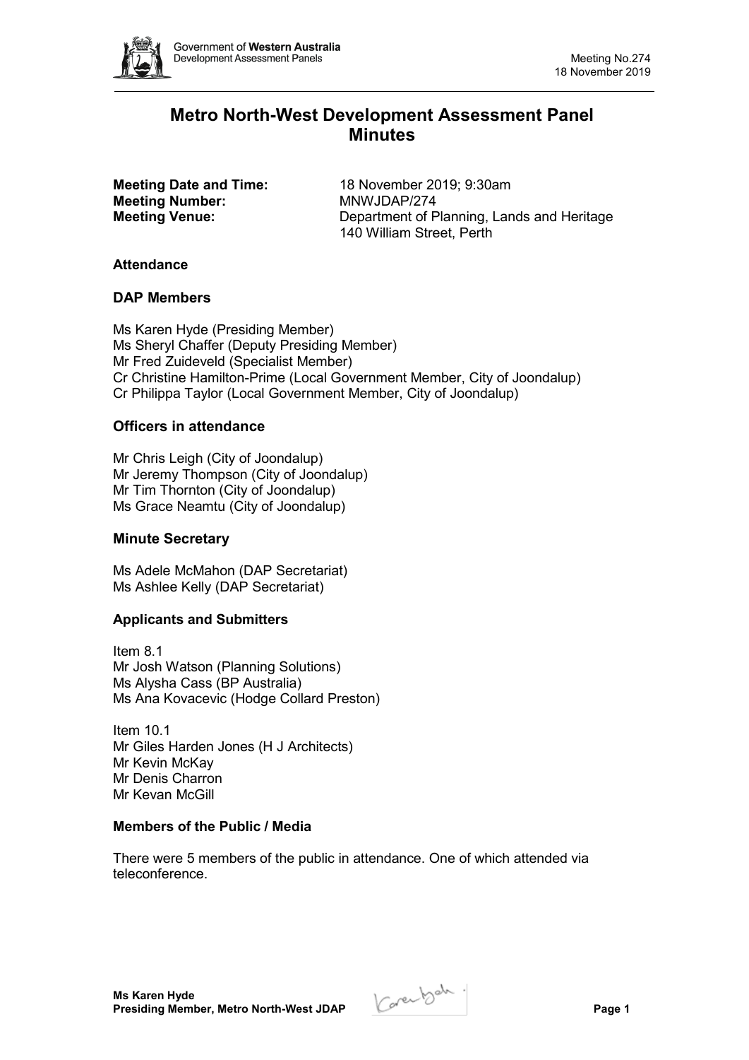# Metro North-West Development Assessment Panel Minutes

**Meeting Date and Time:** 18 November 2019; 9:30am
**Meeting Number:** MNWJDAP/274
**Meeting Venue:** Department of Planning, Lands and Heritage
140 William Street, Perth

### Attendance

## DAP Members

Ms Karen Hyde (Presiding Member)
Ms Sheryl Chaffer (Deputy Presiding Member)
Mr Fred Zuideveld (Specialist Member)
Cr Christine Hamilton-Prime (Local Government Member, City of Joondalup)
Cr Philippa Taylor (Local Government Member, City of Joondalup)

## Officers in attendance

Mr Chris Leigh (City of Joondalup)
Mr Jeremy Thompson (City of Joondalup)
Mr Tim Thornton (City of Joondalup)
Ms Grace Neamtu (City of Joondalup)

## Minute Secretary

Ms Adele McMahon (DAP Secretariat)
Ms Ashlee Kelly (DAP Secretariat)

### Applicants and Submitters

Item 8.1
Mr Josh Watson (Planning Solutions)
Ms Alysha Cass (BP Australia)
Ms Ana Kovacevic (Hodge Collard Preston)

Item 10.1
Mr Giles Harden Jones (H J Architects)
Mr Kevin McKay
Mr Denis Charron
Mr Kevan McGill

### Members of the Public / Media

There were 5 members of the public in attendance. One of which attended via teleconference.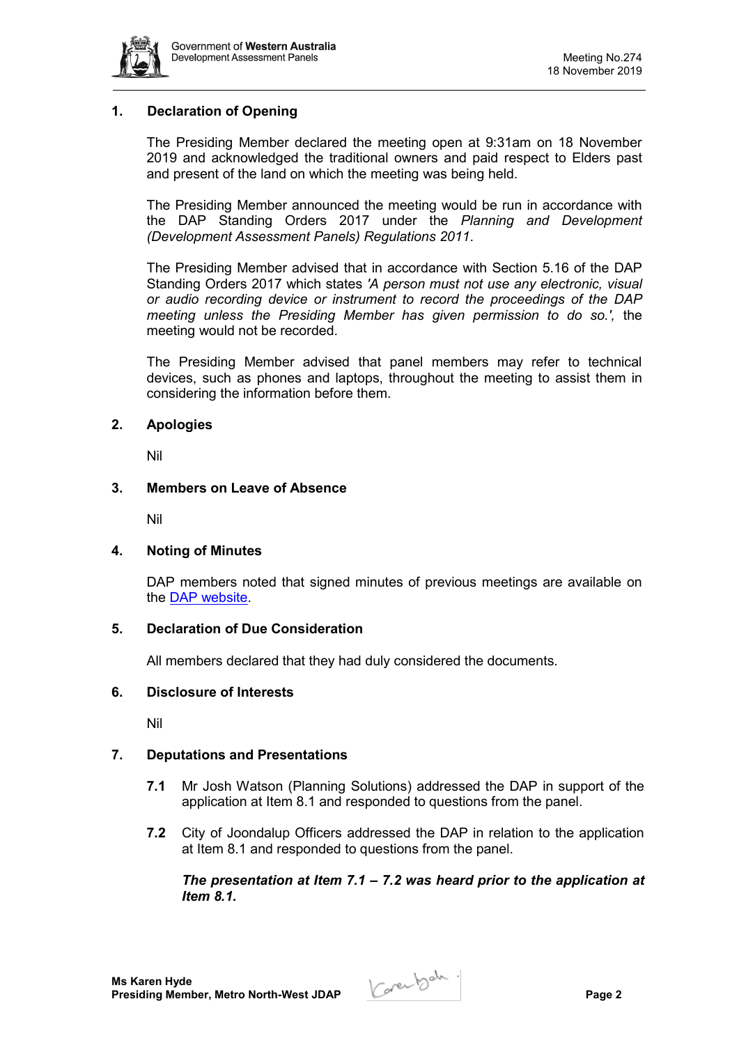## 1. Declaration of Opening

The Presiding Member declared the meeting open at 9:31am on 18 November 2019 and acknowledged the traditional owners and paid respect to Elders past and present of the land on which the meeting was being held.

The Presiding Member announced the meeting would be run in accordance with the DAP Standing Orders 2017 under the *Planning and Development (Development Assessment Panels) Regulations 2011*.

The Presiding Member advised that in accordance with Section 5.16 of the DAP Standing Orders 2017 which states *'A person must not use any electronic, visual or audio recording device or instrument to record the proceedings of the DAP meeting unless the Presiding Member has given permission to do so.',* the meeting would not be recorded.

The Presiding Member advised that panel members may refer to technical devices, such as phones and laptops, throughout the meeting to assist them in considering the information before them.

## 2. Apologies

Nil

## 3. Members on Leave of Absence

Nil

## 4. Noting of Minutes

DAP members noted that signed minutes of previous meetings are available on the DAP website.

## 5. Declaration of Due Consideration

All members declared that they had duly considered the documents.

## 6. Disclosure of Interests

Nil

## 7. Deputations and Presentations

**7.1** Mr Josh Watson (Planning Solutions) addressed the DAP in support of the application at Item 8.1 and responded to questions from the panel.

**7.2** City of Joondalup Officers addressed the DAP in relation to the application at Item 8.1 and responded to questions from the panel.

***The presentation at Item 7.1 – 7.2 was heard prior to the application at Item 8.1.***

**Ms Karen Hyde**
**Presiding Member, Metro North-West JDAP**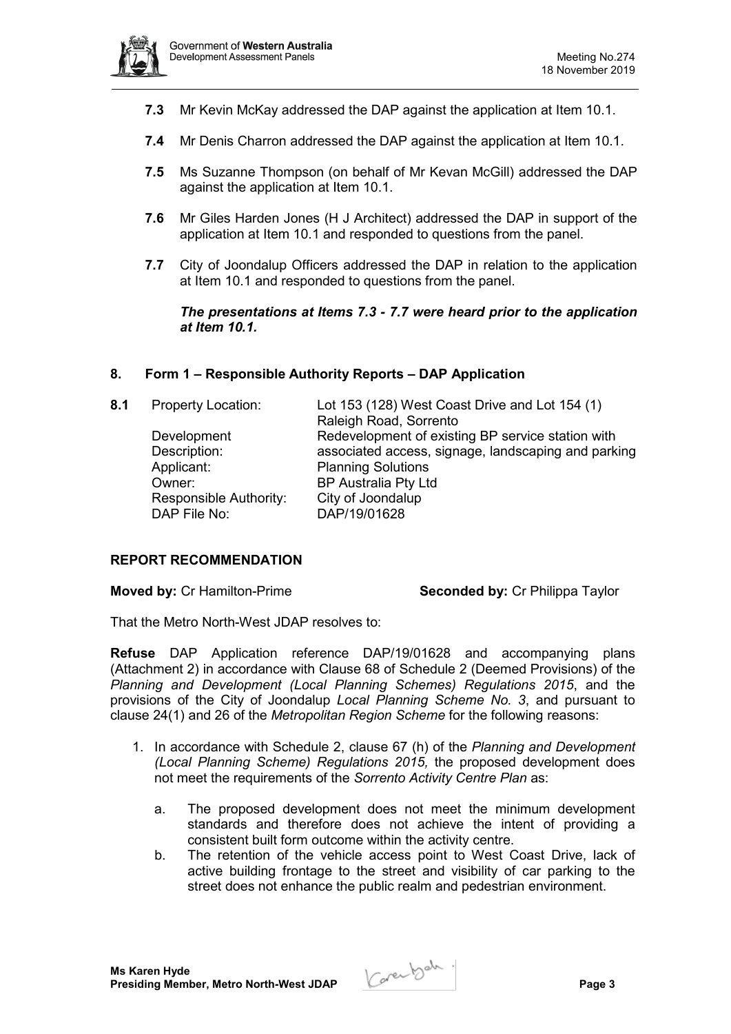**7.3** Mr Kevin McKay addressed the DAP against the application at Item 10.1.

**7.4** Mr Denis Charron addressed the DAP against the application at Item 10.1.

**7.5** Ms Suzanne Thompson (on behalf of Mr Kevan McGill) addressed the DAP against the application at Item 10.1.

**7.6** Mr Giles Harden Jones (H J Architect) addressed the DAP in support of the application at Item 10.1 and responded to questions from the panel.

**7.7** City of Joondalup Officers addressed the DAP in relation to the application at Item 10.1 and responded to questions from the panel.

***The presentations at Items 7.3 - 7.7 were heard prior to the application at Item 10.1.***

## 8. Form 1 – Responsible Authority Reports – DAP Application

**8.1**

| | |
|---|---|
| Property Location: | Lot 153 (128) West Coast Drive and Lot 154 (1) Raleigh Road, Sorrento |
| Development Description: | Redevelopment of existing BP service station with associated access, signage, landscaping and parking |
| Applicant: | Planning Solutions |
| Owner: | BP Australia Pty Ltd |
| Responsible Authority: | City of Joondalup |
| DAP File No: | DAP/19/01628 |

### REPORT RECOMMENDATION

**Moved by:** Cr Hamilton-Prime **Seconded by:** Cr Philippa Taylor

That the Metro North-West JDAP resolves to:

**Refuse** DAP Application reference DAP/19/01628 and accompanying plans (Attachment 2) in accordance with Clause 68 of Schedule 2 (Deemed Provisions) of the *Planning and Development (Local Planning Schemes) Regulations 2015*, and the provisions of the City of Joondalup *Local Planning Scheme No. 3,* and pursuant to clause 24(1) and 26 of the *Metropolitan Region Scheme* for the following reasons:

1. In accordance with Schedule 2, clause 67 (h) of the *Planning and Development (Local Planning Scheme) Regulations 2015,* the proposed development does not meet the requirements of the *Sorrento Activity Centre Plan* as:
   a. The proposed development does not meet the minimum development standards and therefore does not achieve the intent of providing a consistent built form outcome within the activity centre.
   b. The retention of the vehicle access point to West Coast Drive, lack of active building frontage to the street and visibility of car parking to the street does not enhance the public realm and pedestrian environment.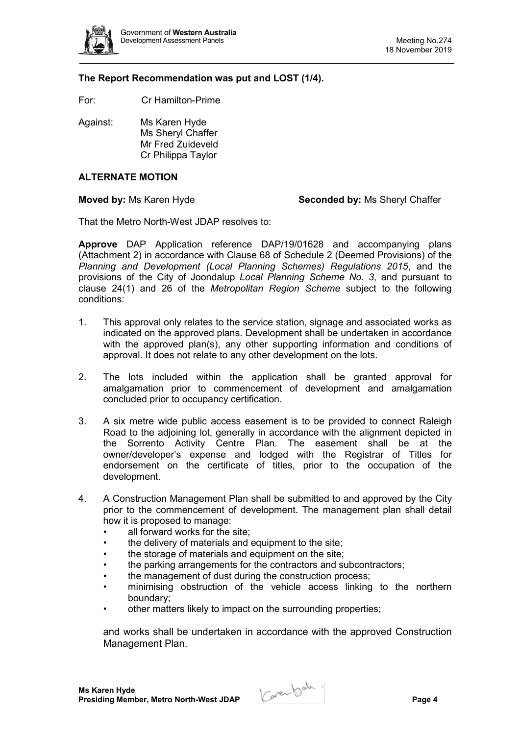**The Report Recommendation was put and LOST (1/4).**

For: Cr Hamilton-Prime

Against: Ms Karen Hyde
Ms Sheryl Chaffer
Mr Fred Zuideveld
Cr Philippa Taylor

**ALTERNATE MOTION**

**Moved by:** Ms Karen Hyde **Seconded by:** Ms Sheryl Chaffer

That the Metro North-West JDAP resolves to:

**Approve** DAP Application reference DAP/19/01628 and accompanying plans (Attachment 2) in accordance with Clause 68 of Schedule 2 (Deemed Provisions) of the *Planning and Development (Local Planning Schemes) Regulations 2015*, and the provisions of the City of Joondalup *Local Planning Scheme No. 3*, and pursuant to clause 24(1) and 26 of the *Metropolitan Region Scheme* subject to the following conditions:

1. This approval only relates to the service station, signage and associated works as indicated on the approved plans. Development shall be undertaken in accordance with the approved plan(s), any other supporting information and conditions of approval. It does not relate to any other development on the lots.

2. The lots included within the application shall be granted approval for amalgamation prior to commencement of development and amalgamation concluded prior to occupancy certification.

3. A six metre wide public access easement is to be provided to connect Raleigh Road to the adjoining lot, generally in accordance with the alignment depicted in the Sorrento Activity Centre Plan. The easement shall be at the owner/developer's expense and lodged with the Registrar of Titles for endorsement on the certificate of titles, prior to the occupation of the development.

4. A Construction Management Plan shall be submitted to and approved by the City prior to the commencement of development. The management plan shall detail how it is proposed to manage:
   - all forward works for the site;
   - the delivery of materials and equipment to the site;
   - the storage of materials and equipment on the site;
   - the parking arrangements for the contractors and subcontractors;
   - the management of dust during the construction process;
   - minimising obstruction of the vehicle access linking to the northern boundary;
   - other matters likely to impact on the surrounding properties;

   and works shall be undertaken in accordance with the approved Construction Management Plan.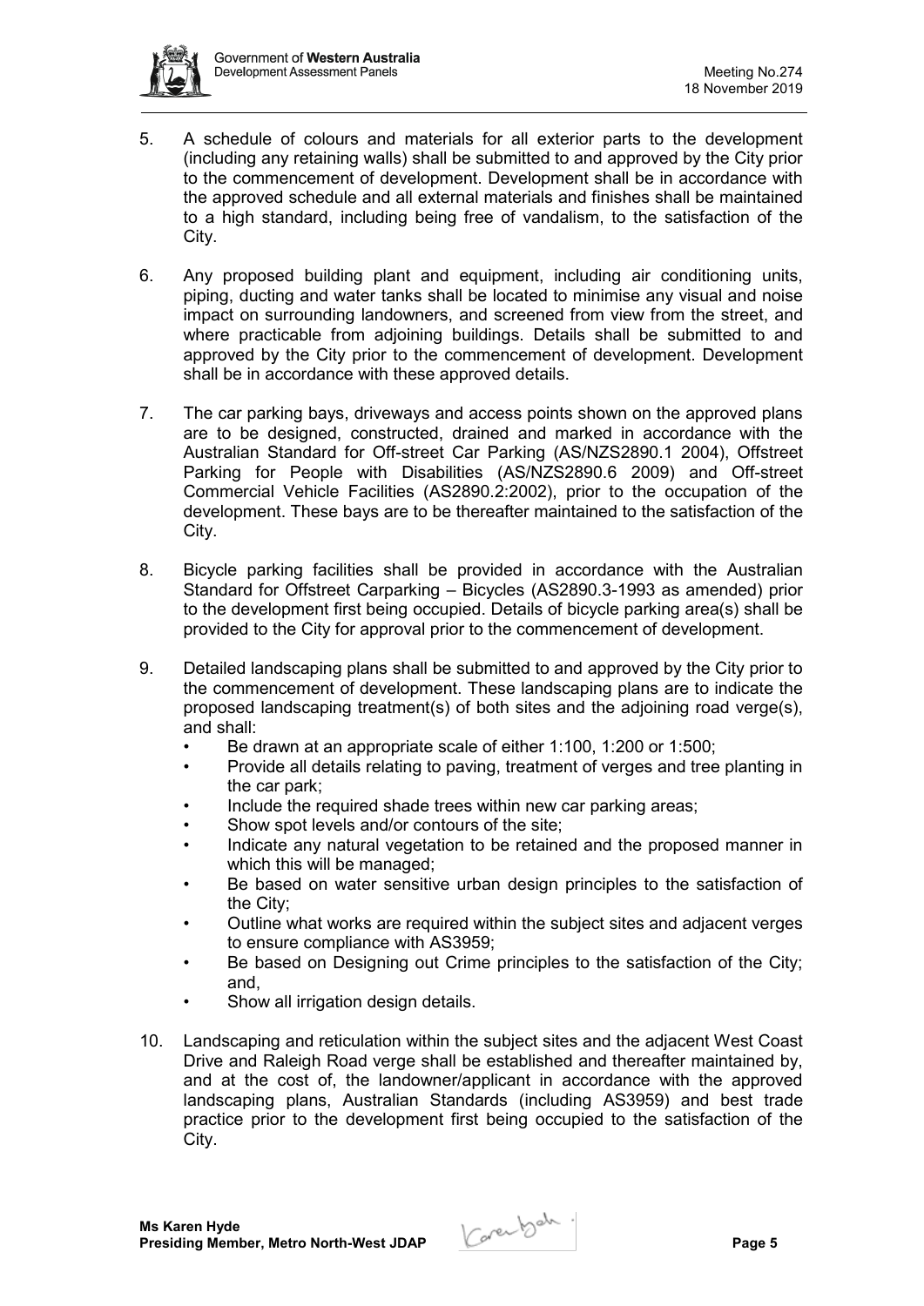5. A schedule of colours and materials for all exterior parts to the development (including any retaining walls) shall be submitted to and approved by the City prior to the commencement of development. Development shall be in accordance with the approved schedule and all external materials and finishes shall be maintained to a high standard, including being free of vandalism, to the satisfaction of the City.

6. Any proposed building plant and equipment, including air conditioning units, piping, ducting and water tanks shall be located to minimise any visual and noise impact on surrounding landowners, and screened from view from the street, and where practicable from adjoining buildings. Details shall be submitted to and approved by the City prior to the commencement of development. Development shall be in accordance with these approved details.

7. The car parking bays, driveways and access points shown on the approved plans are to be designed, constructed, drained and marked in accordance with the Australian Standard for Off-street Car Parking (AS/NZS2890.1 2004), Offstreet Parking for People with Disabilities (AS/NZS2890.6 2009) and Off-street Commercial Vehicle Facilities (AS2890.2:2002), prior to the occupation of the development. These bays are to be thereafter maintained to the satisfaction of the City.

8. Bicycle parking facilities shall be provided in accordance with the Australian Standard for Offstreet Carparking – Bicycles (AS2890.3-1993 as amended) prior to the development first being occupied. Details of bicycle parking area(s) shall be provided to the City for approval prior to the commencement of development.

9. Detailed landscaping plans shall be submitted to and approved by the City prior to the commencement of development. These landscaping plans are to indicate the proposed landscaping treatment(s) of both sites and the adjoining road verge(s), and shall:
   - Be drawn at an appropriate scale of either 1:100, 1:200 or 1:500;
   - Provide all details relating to paving, treatment of verges and tree planting in the car park;
   - Include the required shade trees within new car parking areas;
   - Show spot levels and/or contours of the site;
   - Indicate any natural vegetation to be retained and the proposed manner in which this will be managed;
   - Be based on water sensitive urban design principles to the satisfaction of the City;
   - Outline what works are required within the subject sites and adjacent verges to ensure compliance with AS3959;
   - Be based on Designing out Crime principles to the satisfaction of the City; and,
   - Show all irrigation design details.

10. Landscaping and reticulation within the subject sites and the adjacent West Coast Drive and Raleigh Road verge shall be established and thereafter maintained by, and at the cost of, the landowner/applicant in accordance with the approved landscaping plans, Australian Standards (including AS3959) and best trade practice prior to the development first being occupied to the satisfaction of the City.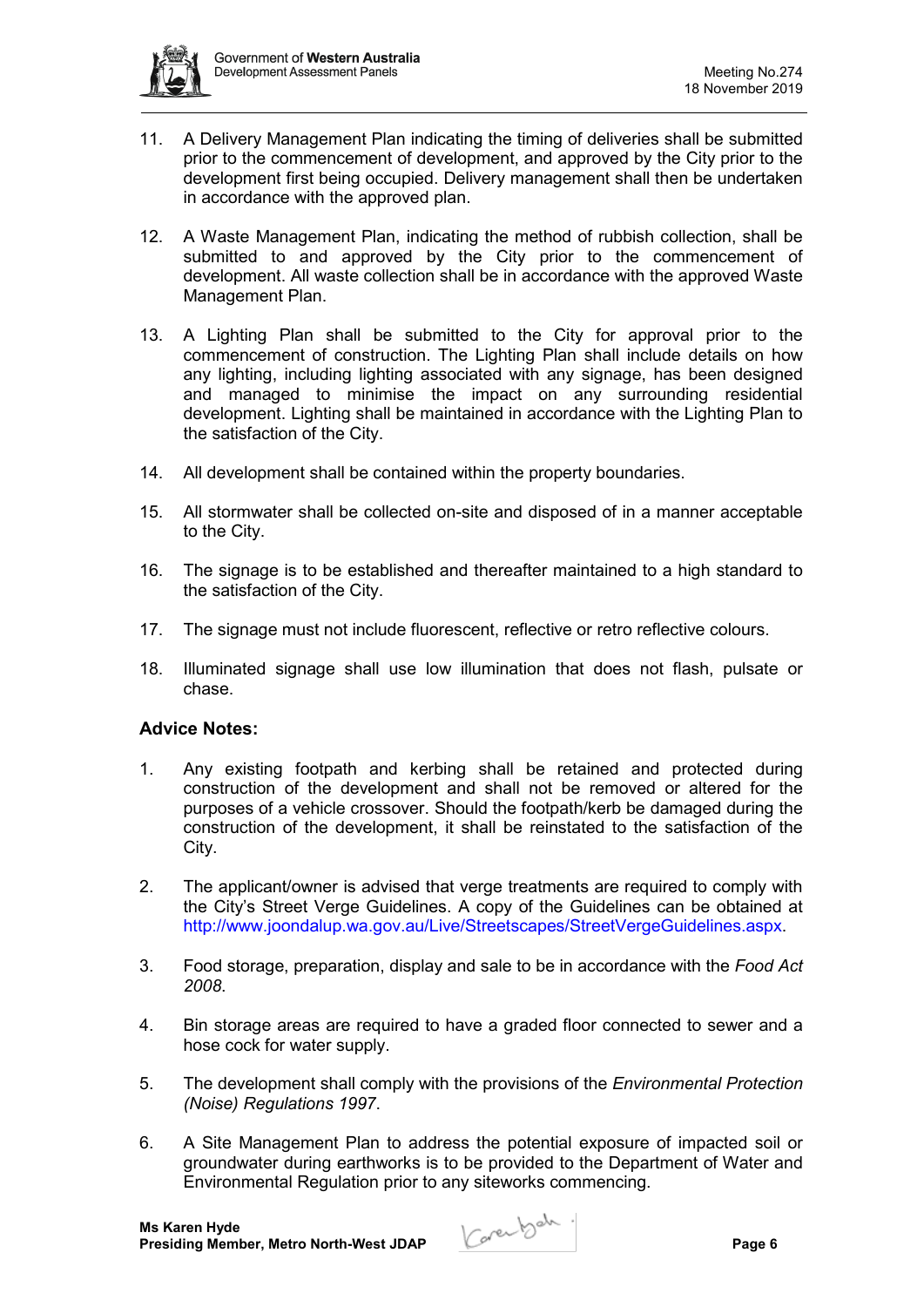11. A Delivery Management Plan indicating the timing of deliveries shall be submitted prior to the commencement of development, and approved by the City prior to the development first being occupied. Delivery management shall then be undertaken in accordance with the approved plan.

12. A Waste Management Plan, indicating the method of rubbish collection, shall be submitted to and approved by the City prior to the commencement of development. All waste collection shall be in accordance with the approved Waste Management Plan.

13. A Lighting Plan shall be submitted to the City for approval prior to the commencement of construction. The Lighting Plan shall include details on how any lighting, including lighting associated with any signage, has been designed and managed to minimise the impact on any surrounding residential development. Lighting shall be maintained in accordance with the Lighting Plan to the satisfaction of the City.

14. All development shall be contained within the property boundaries.

15. All stormwater shall be collected on-site and disposed of in a manner acceptable to the City.

16. The signage is to be established and thereafter maintained to a high standard to the satisfaction of the City.

17. The signage must not include fluorescent, reflective or retro reflective colours.

18. Illuminated signage shall use low illumination that does not flash, pulsate or chase.

**Advice Notes:**

1. Any existing footpath and kerbing shall be retained and protected during construction of the development and shall not be removed or altered for the purposes of a vehicle crossover. Should the footpath/kerb be damaged during the construction of the development, it shall be reinstated to the satisfaction of the City.

2. The applicant/owner is advised that verge treatments are required to comply with the City's Street Verge Guidelines. A copy of the Guidelines can be obtained at http://www.joondalup.wa.gov.au/Live/Streetscapes/StreetVergeGuidelines.aspx.

3. Food storage, preparation, display and sale to be in accordance with the *Food Act 2008*.

4. Bin storage areas are required to have a graded floor connected to sewer and a hose cock for water supply.

5. The development shall comply with the provisions of the *Environmental Protection (Noise) Regulations 1997*.

6. A Site Management Plan to address the potential exposure of impacted soil or groundwater during earthworks is to be provided to the Department of Water and Environmental Regulation prior to any siteworks commencing.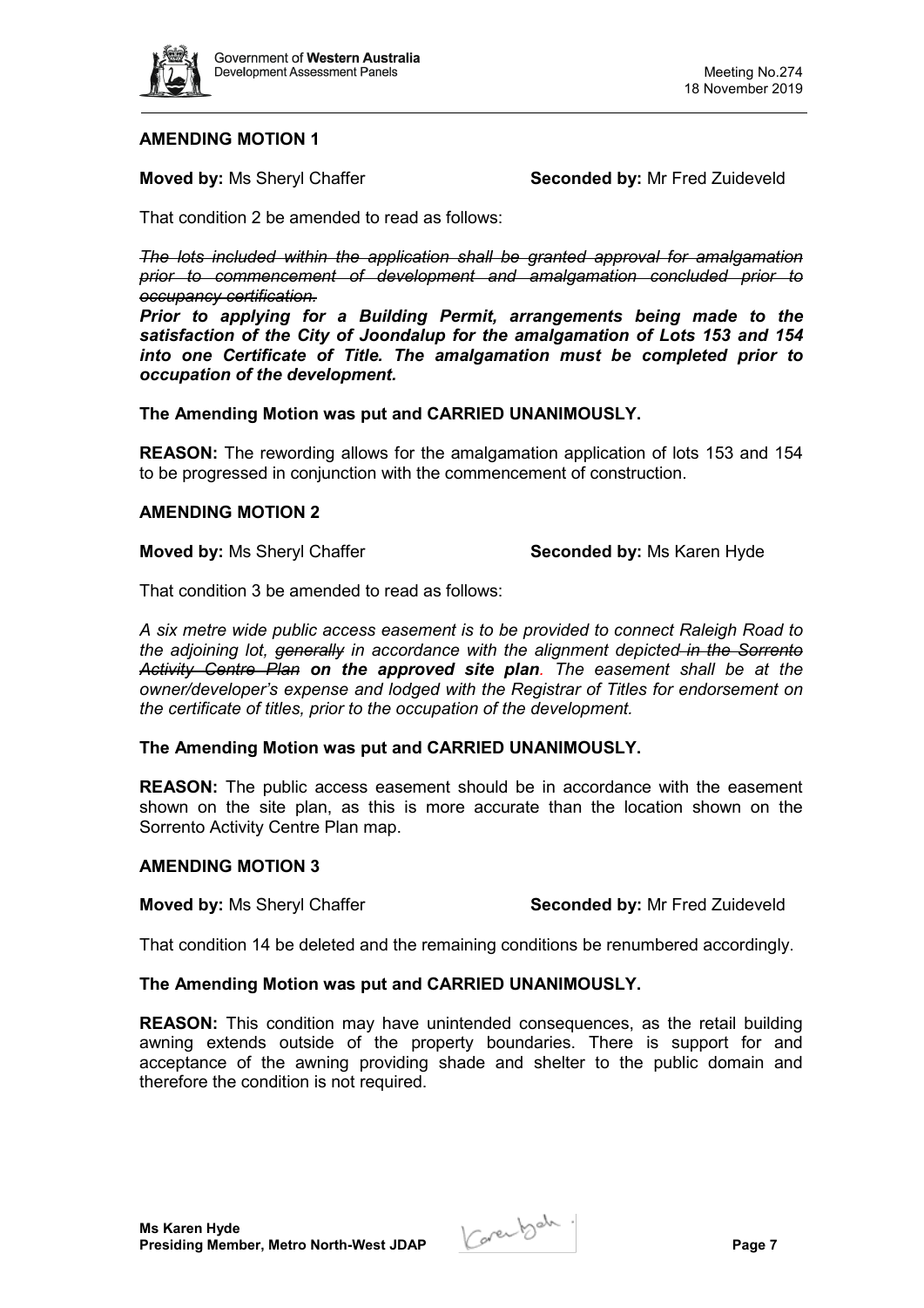**AMENDING MOTION 1**

**Moved by:** Ms Sheryl Chaffer **Seconded by:** Mr Fred Zuideveld

That condition 2 be amended to read as follows:

*~~The lots included within the application shall be granted approval for amalgamation prior to commencement of development and amalgamation concluded prior to occupancy certification.~~*

***Prior to applying for a Building Permit, arrangements being made to the satisfaction of the City of Joondalup for the amalgamation of Lots 153 and 154 into one Certificate of Title. The amalgamation must be completed prior to occupation of the development.***

**The Amending Motion was put and CARRIED UNANIMOUSLY.**

**REASON:** The rewording allows for the amalgamation application of lots 153 and 154 to be progressed in conjunction with the commencement of construction.

**AMENDING MOTION 2**

**Moved by:** Ms Sheryl Chaffer **Seconded by:** Ms Karen Hyde

That condition 3 be amended to read as follows:

*A six metre wide public access easement is to be provided to connect Raleigh Road to the adjoining lot, ~~generally~~ in accordance with the alignment depicted ~~in the Sorrento Activity Centre Plan~~* ***on the approved site plan****. The easement shall be at the owner/developer's expense and lodged with the Registrar of Titles for endorsement on the certificate of titles, prior to the occupation of the development.*

**The Amending Motion was put and CARRIED UNANIMOUSLY.**

**REASON:** The public access easement should be in accordance with the easement shown on the site plan, as this is more accurate than the location shown on the Sorrento Activity Centre Plan map.

**AMENDING MOTION 3**

**Moved by:** Ms Sheryl Chaffer **Seconded by:** Mr Fred Zuideveld

That condition 14 be deleted and the remaining conditions be renumbered accordingly.

**The Amending Motion was put and CARRIED UNANIMOUSLY.**

**REASON:** This condition may have unintended consequences, as the retail building awning extends outside of the property boundaries. There is support for and acceptance of the awning providing shade and shelter to the public domain and therefore the condition is not required.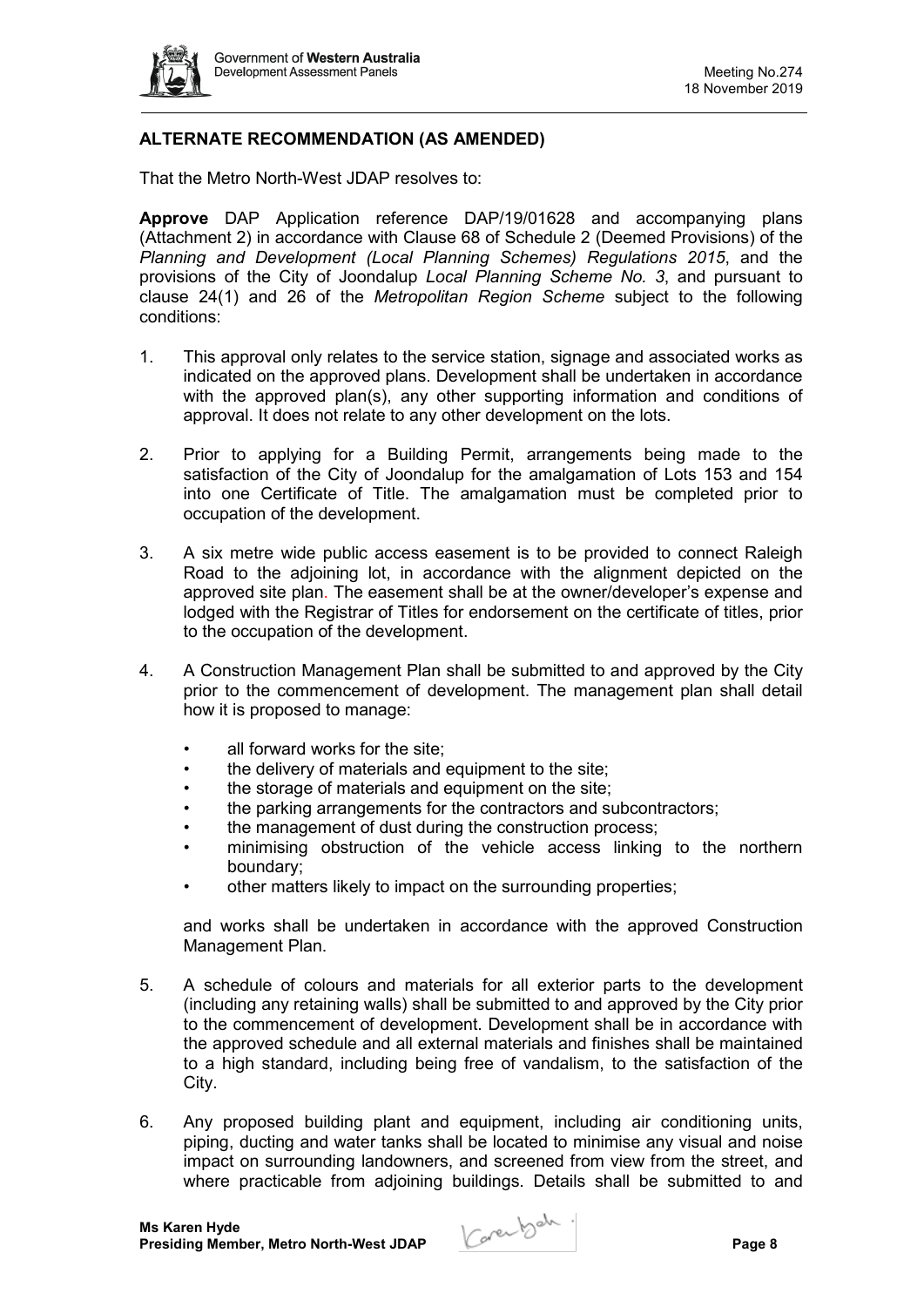## ALTERNATE RECOMMENDATION (AS AMENDED)

That the Metro North-West JDAP resolves to:

**Approve** DAP Application reference DAP/19/01628 and accompanying plans (Attachment 2) in accordance with Clause 68 of Schedule 2 (Deemed Provisions) of the *Planning and Development (Local Planning Schemes) Regulations 2015*, and the provisions of the City of Joondalup *Local Planning Scheme No. 3*, and pursuant to clause 24(1) and 26 of the *Metropolitan Region Scheme* subject to the following conditions:

1. This approval only relates to the service station, signage and associated works as indicated on the approved plans. Development shall be undertaken in accordance with the approved plan(s), any other supporting information and conditions of approval. It does not relate to any other development on the lots.

2. Prior to applying for a Building Permit, arrangements being made to the satisfaction of the City of Joondalup for the amalgamation of Lots 153 and 154 into one Certificate of Title. The amalgamation must be completed prior to occupation of the development.

3. A six metre wide public access easement is to be provided to connect Raleigh Road to the adjoining lot, in accordance with the alignment depicted on the approved site plan. The easement shall be at the owner/developer's expense and lodged with the Registrar of Titles for endorsement on the certificate of titles, prior to the occupation of the development.

4. A Construction Management Plan shall be submitted to and approved by the City prior to the commencement of development. The management plan shall detail how it is proposed to manage:

   - all forward works for the site;
   - the delivery of materials and equipment to the site;
   - the storage of materials and equipment on the site;
   - the parking arrangements for the contractors and subcontractors;
   - the management of dust during the construction process;
   - minimising obstruction of the vehicle access linking to the northern boundary;
   - other matters likely to impact on the surrounding properties;

   and works shall be undertaken in accordance with the approved Construction Management Plan.

5. A schedule of colours and materials for all exterior parts to the development (including any retaining walls) shall be submitted to and approved by the City prior to the commencement of development. Development shall be in accordance with the approved schedule and all external materials and finishes shall be maintained to a high standard, including being free of vandalism, to the satisfaction of the City.

6. Any proposed building plant and equipment, including air conditioning units, piping, ducting and water tanks shall be located to minimise any visual and noise impact on surrounding landowners, and screened from view from the street, and where practicable from adjoining buildings. Details shall be submitted to and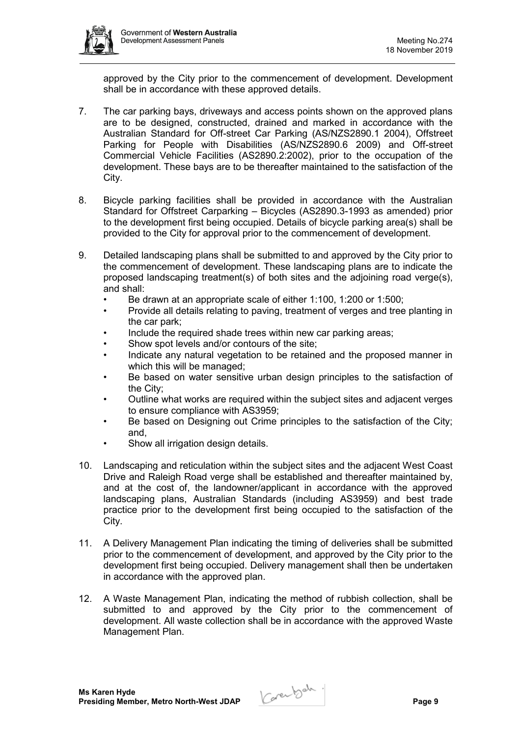approved by the City prior to the commencement of development. Development shall be in accordance with these approved details.

7. The car parking bays, driveways and access points shown on the approved plans are to be designed, constructed, drained and marked in accordance with the Australian Standard for Off-street Car Parking (AS/NZS2890.1 2004), Offstreet Parking for People with Disabilities (AS/NZS2890.6 2009) and Off-street Commercial Vehicle Facilities (AS2890.2:2002), prior to the occupation of the development. These bays are to be thereafter maintained to the satisfaction of the City.

8. Bicycle parking facilities shall be provided in accordance with the Australian Standard for Offstreet Carparking – Bicycles (AS2890.3-1993 as amended) prior to the development first being occupied. Details of bicycle parking area(s) shall be provided to the City for approval prior to the commencement of development.

9. Detailed landscaping plans shall be submitted to and approved by the City prior to the commencement of development. These landscaping plans are to indicate the proposed landscaping treatment(s) of both sites and the adjoining road verge(s), and shall:
   - Be drawn at an appropriate scale of either 1:100, 1:200 or 1:500;
   - Provide all details relating to paving, treatment of verges and tree planting in the car park;
   - Include the required shade trees within new car parking areas;
   - Show spot levels and/or contours of the site;
   - Indicate any natural vegetation to be retained and the proposed manner in which this will be managed;
   - Be based on water sensitive urban design principles to the satisfaction of the City;
   - Outline what works are required within the subject sites and adjacent verges to ensure compliance with AS3959;
   - Be based on Designing out Crime principles to the satisfaction of the City; and,
   - Show all irrigation design details.

10. Landscaping and reticulation within the subject sites and the adjacent West Coast Drive and Raleigh Road verge shall be established and thereafter maintained by, and at the cost of, the landowner/applicant in accordance with the approved landscaping plans, Australian Standards (including AS3959) and best trade practice prior to the development first being occupied to the satisfaction of the City.

11. A Delivery Management Plan indicating the timing of deliveries shall be submitted prior to the commencement of development, and approved by the City prior to the development first being occupied. Delivery management shall then be undertaken in accordance with the approved plan.

12. A Waste Management Plan, indicating the method of rubbish collection, shall be submitted to and approved by the City prior to the commencement of development. All waste collection shall be in accordance with the approved Waste Management Plan.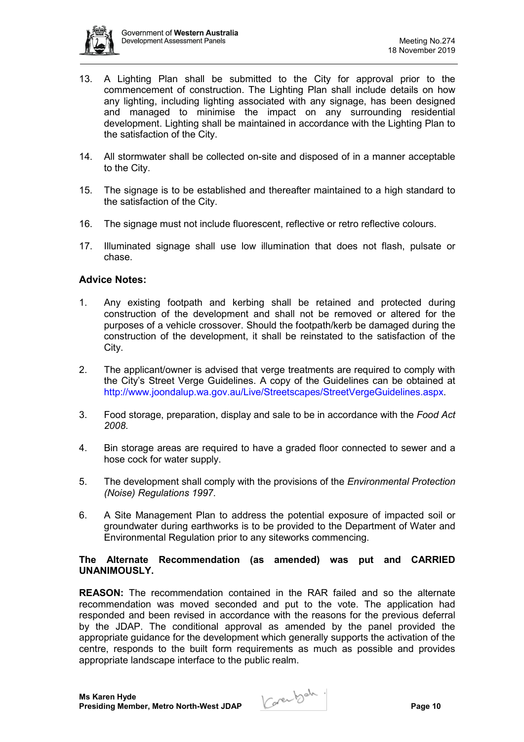13. A Lighting Plan shall be submitted to the City for approval prior to the commencement of construction. The Lighting Plan shall include details on how any lighting, including lighting associated with any signage, has been designed and managed to minimise the impact on any surrounding residential development. Lighting shall be maintained in accordance with the Lighting Plan to the satisfaction of the City.

14. All stormwater shall be collected on-site and disposed of in a manner acceptable to the City.

15. The signage is to be established and thereafter maintained to a high standard to the satisfaction of the City.

16. The signage must not include fluorescent, reflective or retro reflective colours.

17. Illuminated signage shall use low illumination that does not flash, pulsate or chase.

**Advice Notes:**

1. Any existing footpath and kerbing shall be retained and protected during construction of the development and shall not be removed or altered for the purposes of a vehicle crossover. Should the footpath/kerb be damaged during the construction of the development, it shall be reinstated to the satisfaction of the City.

2. The applicant/owner is advised that verge treatments are required to comply with the City's Street Verge Guidelines. A copy of the Guidelines can be obtained at http://www.joondalup.wa.gov.au/Live/Streetscapes/StreetVergeGuidelines.aspx.

3. Food storage, preparation, display and sale to be in accordance with the *Food Act 2008.*

4. Bin storage areas are required to have a graded floor connected to sewer and a hose cock for water supply.

5. The development shall comply with the provisions of the *Environmental Protection (Noise) Regulations 1997.*

6. A Site Management Plan to address the potential exposure of impacted soil or groundwater during earthworks is to be provided to the Department of Water and Environmental Regulation prior to any siteworks commencing.

**The Alternate Recommendation (as amended) was put and CARRIED UNANIMOUSLY.**

**REASON:** The recommendation contained in the RAR failed and so the alternate recommendation was moved seconded and put to the vote. The application had responded and been revised in accordance with the reasons for the previous deferral by the JDAP. The conditional approval as amended by the panel provided the appropriate guidance for the development which generally supports the activation of the centre, responds to the built form requirements as much as possible and provides appropriate landscape interface to the public realm.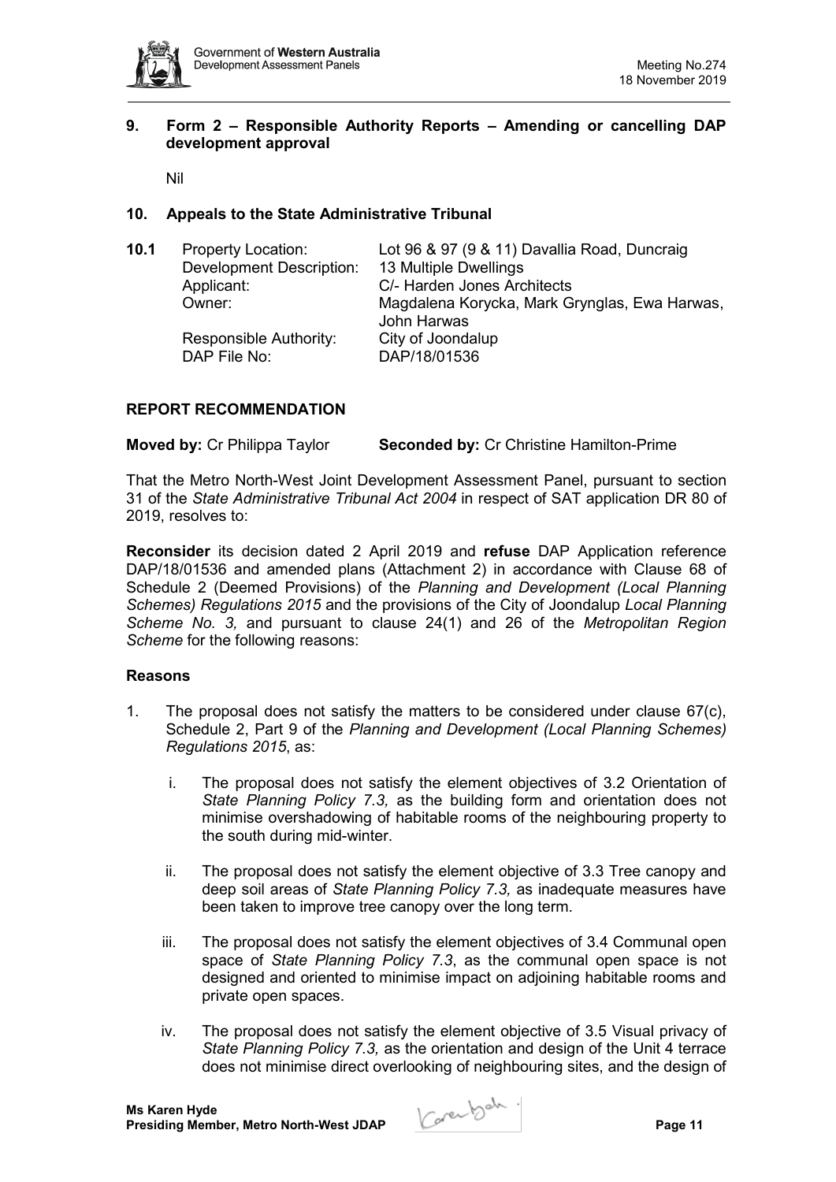## 9. Form 2 – Responsible Authority Reports – Amending or cancelling DAP development approval

Nil

## 10. Appeals to the State Administrative Tribunal

**10.1**

| | |
|---|---|
| Property Location: | Lot 96 & 97 (9 & 11) Davallia Road, Duncraig |
| Development Description: | 13 Multiple Dwellings |
| Applicant: | C/- Harden Jones Architects |
| Owner: | Magdalena Korycka, Mark Grynglas, Ewa Harwas, John Harwas |
| Responsible Authority: | City of Joondalup |
| DAP File No: | DAP/18/01536 |

### REPORT RECOMMENDATION

**Moved by:** Cr Philippa Taylor **Seconded by:** Cr Christine Hamilton-Prime

That the Metro North-West Joint Development Assessment Panel, pursuant to section 31 of the *State Administrative Tribunal Act 2004* in respect of SAT application DR 80 of 2019, resolves to:

**Reconsider** its decision dated 2 April 2019 and **refuse** DAP Application reference DAP/18/01536 and amended plans (Attachment 2) in accordance with Clause 68 of Schedule 2 (Deemed Provisions) of the *Planning and Development (Local Planning Schemes) Regulations 2015* and the provisions of the City of Joondalup *Local Planning Scheme No. 3,* and pursuant to clause 24(1) and 26 of the *Metropolitan Region Scheme* for the following reasons:

### Reasons

1. The proposal does not satisfy the matters to be considered under clause 67(c), Schedule 2, Part 9 of the *Planning and Development (Local Planning Schemes) Regulations 2015*, as:

   i. The proposal does not satisfy the element objectives of 3.2 Orientation of *State Planning Policy 7.3,* as the building form and orientation does not minimise overshadowing of habitable rooms of the neighbouring property to the south during mid-winter.

   ii. The proposal does not satisfy the element objective of 3.3 Tree canopy and deep soil areas of *State Planning Policy 7.3,* as inadequate measures have been taken to improve tree canopy over the long term.

   iii. The proposal does not satisfy the element objectives of 3.4 Communal open space of *State Planning Policy 7.3*, as the communal open space is not designed and oriented to minimise impact on adjoining habitable rooms and private open spaces.

   iv. The proposal does not satisfy the element objective of 3.5 Visual privacy of *State Planning Policy 7.3,* as the orientation and design of the Unit 4 terrace does not minimise direct overlooking of neighbouring sites, and the design of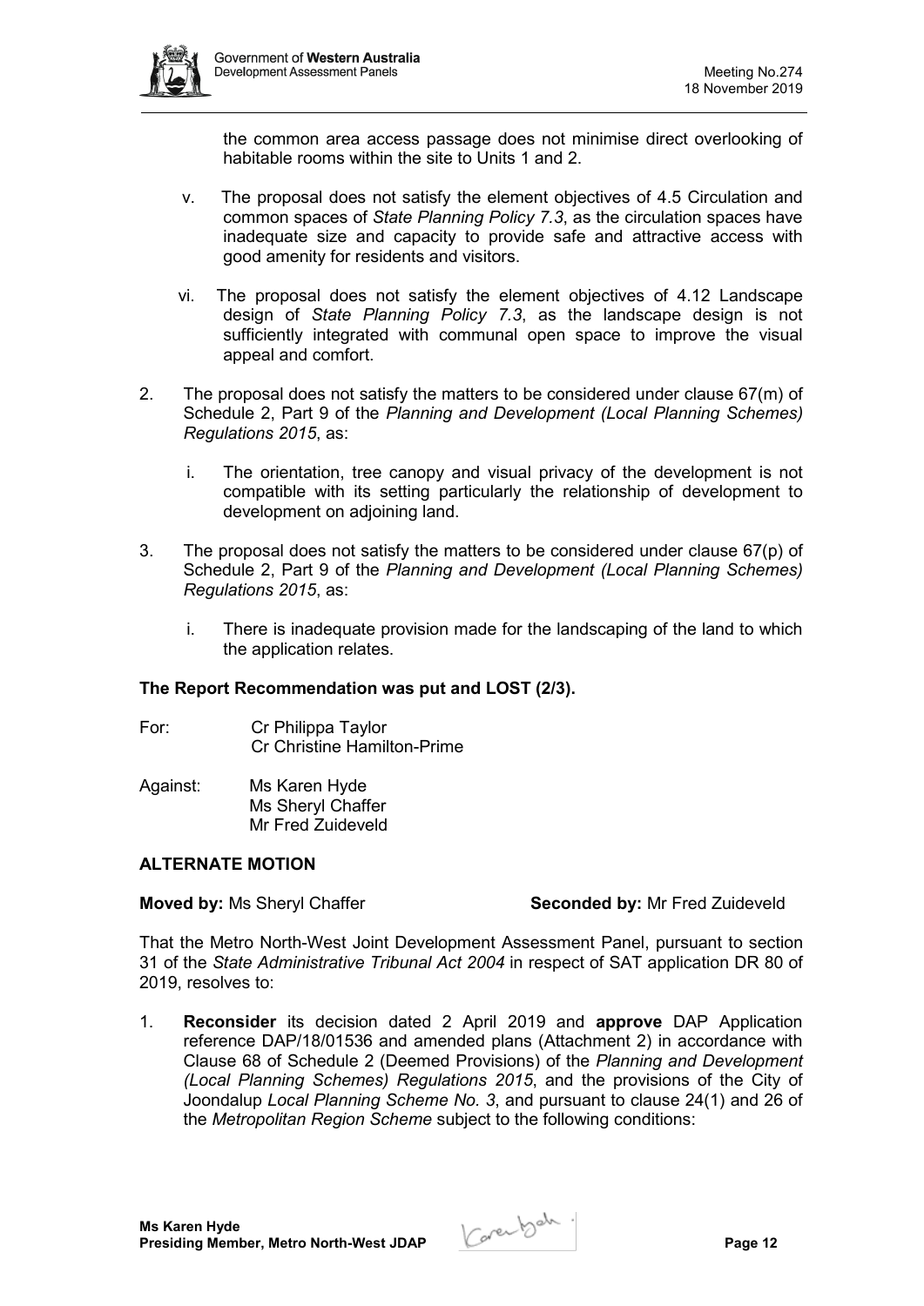the common area access passage does not minimise direct overlooking of habitable rooms within the site to Units 1 and 2.

v. The proposal does not satisfy the element objectives of 4.5 Circulation and common spaces of *State Planning Policy 7.3*, as the circulation spaces have inadequate size and capacity to provide safe and attractive access with good amenity for residents and visitors.

vi. The proposal does not satisfy the element objectives of 4.12 Landscape design of *State Planning Policy 7.3*, as the landscape design is not sufficiently integrated with communal open space to improve the visual appeal and comfort.

2. The proposal does not satisfy the matters to be considered under clause 67(m) of Schedule 2, Part 9 of the *Planning and Development (Local Planning Schemes) Regulations 2015*, as:

   i. The orientation, tree canopy and visual privacy of the development is not compatible with its setting particularly the relationship of development to development on adjoining land.

3. The proposal does not satisfy the matters to be considered under clause 67(p) of Schedule 2, Part 9 of the *Planning and Development (Local Planning Schemes) Regulations 2015*, as:

   i. There is inadequate provision made for the landscaping of the land to which the application relates.

**The Report Recommendation was put and LOST (2/3).**

For: Cr Philippa Taylor
Cr Christine Hamilton-Prime

Against: Ms Karen Hyde
Ms Sheryl Chaffer
Mr Fred Zuideveld

**ALTERNATE MOTION**

**Moved by:** Ms Sheryl Chaffer **Seconded by:** Mr Fred Zuideveld

That the Metro North-West Joint Development Assessment Panel, pursuant to section 31 of the *State Administrative Tribunal Act 2004* in respect of SAT application DR 80 of 2019, resolves to:

1. **Reconsider** its decision dated 2 April 2019 and **approve** DAP Application reference DAP/18/01536 and amended plans (Attachment 2) in accordance with Clause 68 of Schedule 2 (Deemed Provisions) of the *Planning and Development (Local Planning Schemes) Regulations 2015*, and the provisions of the City of Joondalup *Local Planning Scheme No. 3*, and pursuant to clause 24(1) and 26 of the *Metropolitan Region Scheme* subject to the following conditions: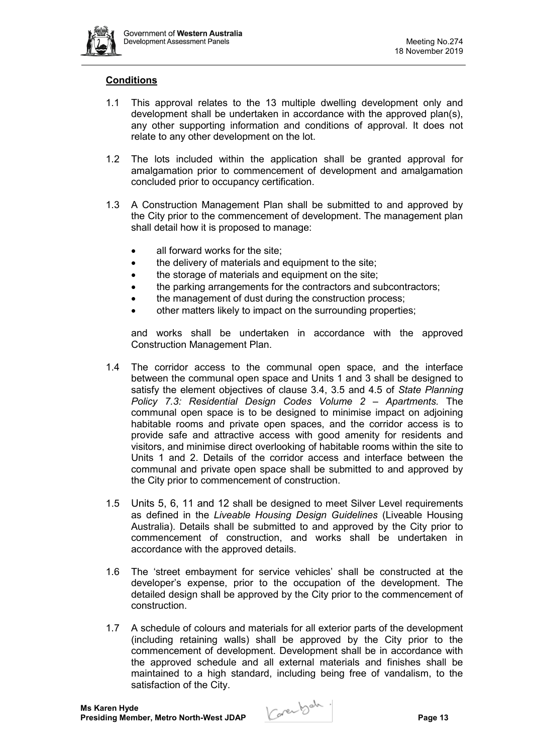## **Conditions**

1.1 This approval relates to the 13 multiple dwelling development only and development shall be undertaken in accordance with the approved plan(s), any other supporting information and conditions of approval. It does not relate to any other development on the lot.

1.2 The lots included within the application shall be granted approval for amalgamation prior to commencement of development and amalgamation concluded prior to occupancy certification.

1.3 A Construction Management Plan shall be submitted to and approved by the City prior to the commencement of development. The management plan shall detail how it is proposed to manage:

- all forward works for the site;
- the delivery of materials and equipment to the site;
- the storage of materials and equipment on the site;
- the parking arrangements for the contractors and subcontractors;
- the management of dust during the construction process;
- other matters likely to impact on the surrounding properties;

and works shall be undertaken in accordance with the approved Construction Management Plan.

1.4 The corridor access to the communal open space, and the interface between the communal open space and Units 1 and 3 shall be designed to satisfy the element objectives of clause 3.4, 3.5 and 4.5 of *State Planning Policy 7.3: Residential Design Codes Volume 2 – Apartments.* The communal open space is to be designed to minimise impact on adjoining habitable rooms and private open spaces, and the corridor access is to provide safe and attractive access with good amenity for residents and visitors, and minimise direct overlooking of habitable rooms within the site to Units 1 and 2. Details of the corridor access and interface between the communal and private open space shall be submitted to and approved by the City prior to commencement of construction.

1.5 Units 5, 6, 11 and 12 shall be designed to meet Silver Level requirements as defined in the *Liveable Housing Design Guidelines* (Liveable Housing Australia). Details shall be submitted to and approved by the City prior to commencement of construction, and works shall be undertaken in accordance with the approved details.

1.6 The 'street embayment for service vehicles' shall be constructed at the developer's expense, prior to the occupation of the development. The detailed design shall be approved by the City prior to the commencement of construction.

1.7 A schedule of colours and materials for all exterior parts of the development (including retaining walls) shall be approved by the City prior to the commencement of development. Development shall be in accordance with the approved schedule and all external materials and finishes shall be maintained to a high standard, including being free of vandalism, to the satisfaction of the City.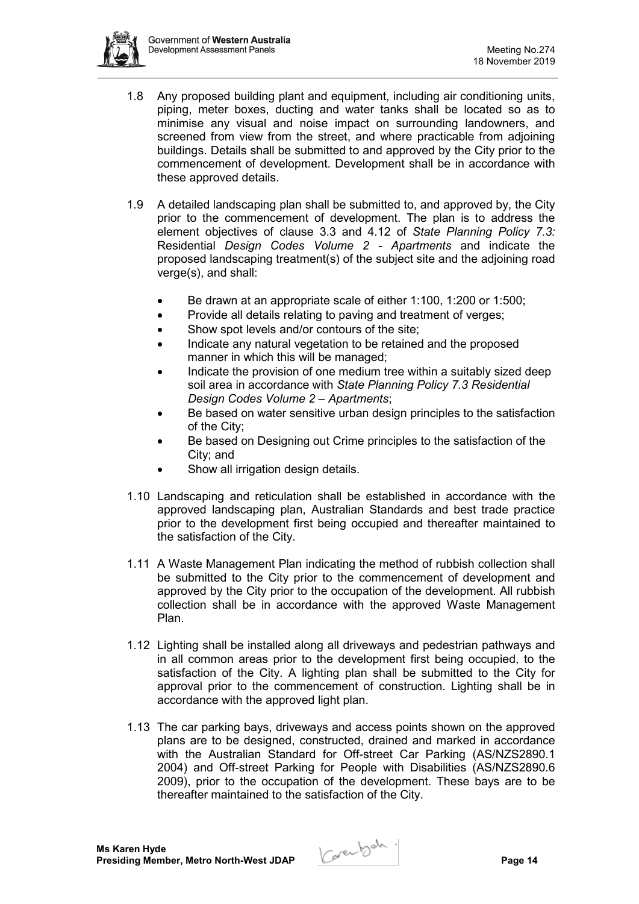1.8 Any proposed building plant and equipment, including air conditioning units, piping, meter boxes, ducting and water tanks shall be located so as to minimise any visual and noise impact on surrounding landowners, and screened from view from the street, and where practicable from adjoining buildings. Details shall be submitted to and approved by the City prior to the commencement of development. Development shall be in accordance with these approved details.

1.9 A detailed landscaping plan shall be submitted to, and approved by, the City prior to the commencement of development. The plan is to address the element objectives of clause 3.3 and 4.12 of *State Planning Policy 7.3:* Residential *Design Codes Volume 2 - Apartments* and indicate the proposed landscaping treatment(s) of the subject site and the adjoining road verge(s), and shall:

- Be drawn at an appropriate scale of either 1:100, 1:200 or 1:500;
- Provide all details relating to paving and treatment of verges;
- Show spot levels and/or contours of the site;
- Indicate any natural vegetation to be retained and the proposed manner in which this will be managed;
- Indicate the provision of one medium tree within a suitably sized deep soil area in accordance with *State Planning Policy 7.3 Residential Design Codes Volume 2 – Apartments*;
- Be based on water sensitive urban design principles to the satisfaction of the City;
- Be based on Designing out Crime principles to the satisfaction of the City; and
- Show all irrigation design details.

1.10 Landscaping and reticulation shall be established in accordance with the approved landscaping plan, Australian Standards and best trade practice prior to the development first being occupied and thereafter maintained to the satisfaction of the City.

1.11 A Waste Management Plan indicating the method of rubbish collection shall be submitted to the City prior to the commencement of development and approved by the City prior to the occupation of the development. All rubbish collection shall be in accordance with the approved Waste Management Plan.

1.12 Lighting shall be installed along all driveways and pedestrian pathways and in all common areas prior to the development first being occupied, to the satisfaction of the City. A lighting plan shall be submitted to the City for approval prior to the commencement of construction. Lighting shall be in accordance with the approved light plan.

1.13 The car parking bays, driveways and access points shown on the approved plans are to be designed, constructed, drained and marked in accordance with the Australian Standard for Off-street Car Parking (AS/NZS2890.1 2004) and Off-street Parking for People with Disabilities (AS/NZS2890.6 2009), prior to the occupation of the development. These bays are to be thereafter maintained to the satisfaction of the City.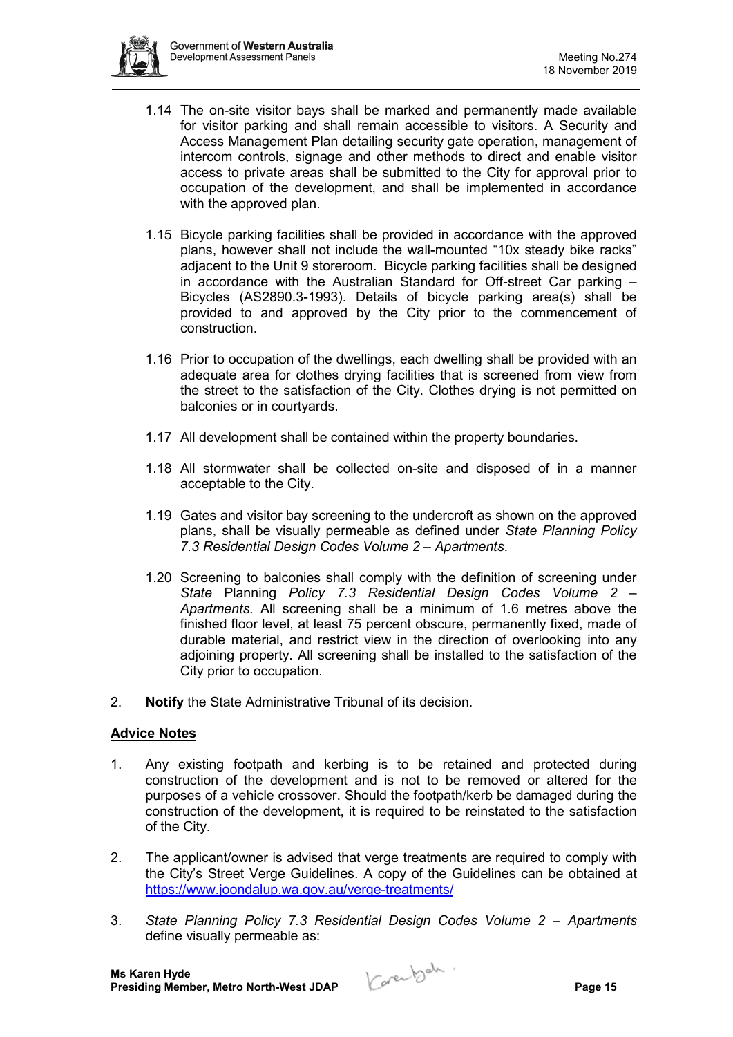1.14 The on-site visitor bays shall be marked and permanently made available for visitor parking and shall remain accessible to visitors. A Security and Access Management Plan detailing security gate operation, management of intercom controls, signage and other methods to direct and enable visitor access to private areas shall be submitted to the City for approval prior to occupation of the development, and shall be implemented in accordance with the approved plan.

1.15 Bicycle parking facilities shall be provided in accordance with the approved plans, however shall not include the wall-mounted "10x steady bike racks" adjacent to the Unit 9 storeroom. Bicycle parking facilities shall be designed in accordance with the Australian Standard for Off-street Car parking – Bicycles (AS2890.3-1993). Details of bicycle parking area(s) shall be provided to and approved by the City prior to the commencement of construction.

1.16 Prior to occupation of the dwellings, each dwelling shall be provided with an adequate area for clothes drying facilities that is screened from view from the street to the satisfaction of the City. Clothes drying is not permitted on balconies or in courtyards.

1.17 All development shall be contained within the property boundaries.

1.18 All stormwater shall be collected on-site and disposed of in a manner acceptable to the City.

1.19 Gates and visitor bay screening to the undercroft as shown on the approved plans, shall be visually permeable as defined under *State Planning Policy 7.3 Residential Design Codes Volume 2 – Apartments*.

1.20 Screening to balconies shall comply with the definition of screening under *State* Planning *Policy 7.3 Residential Design Codes Volume 2 – Apartments*. All screening shall be a minimum of 1.6 metres above the finished floor level, at least 75 percent obscure, permanently fixed, made of durable material, and restrict view in the direction of overlooking into any adjoining property. All screening shall be installed to the satisfaction of the City prior to occupation.

2. **Notify** the State Administrative Tribunal of its decision.

## Advice Notes

1. Any existing footpath and kerbing is to be retained and protected during construction of the development and is not to be removed or altered for the purposes of a vehicle crossover. Should the footpath/kerb be damaged during the construction of the development, it is required to be reinstated to the satisfaction of the City.

2. The applicant/owner is advised that verge treatments are required to comply with the City's Street Verge Guidelines. A copy of the Guidelines can be obtained at https://www.joondalup.wa.gov.au/verge-treatments/

3. *State Planning Policy 7.3 Residential Design Codes Volume 2 – Apartments* define visually permeable as:

**Ms Karen Hyde**
**Presiding Member, Metro North-West JDAP**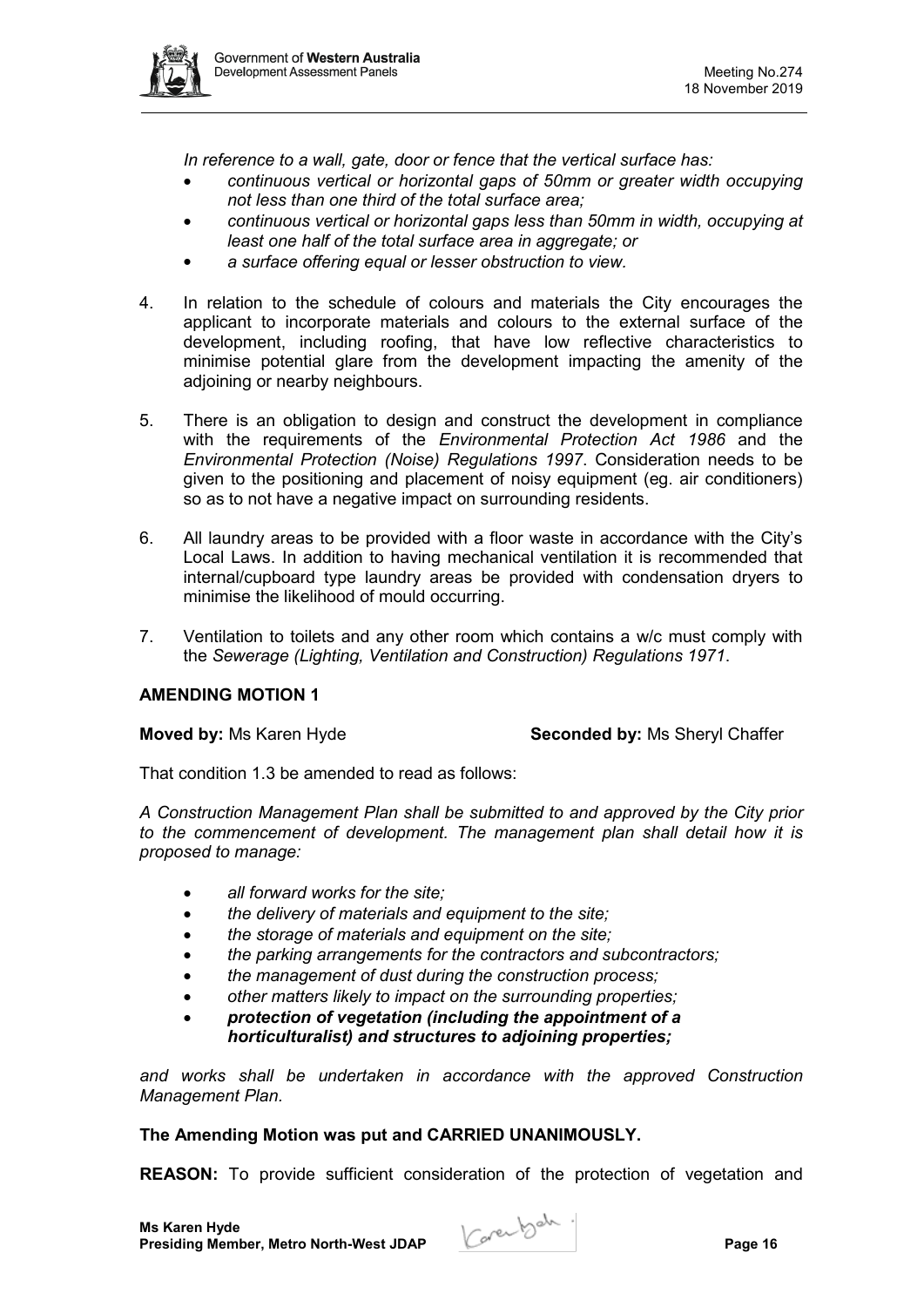*In reference to a wall, gate, door or fence that the vertical surface has:*

- *continuous vertical or horizontal gaps of 50mm or greater width occupying not less than one third of the total surface area;*
- *continuous vertical or horizontal gaps less than 50mm in width, occupying at least one half of the total surface area in aggregate; or*
- *a surface offering equal or lesser obstruction to view.*

4. In relation to the schedule of colours and materials the City encourages the applicant to incorporate materials and colours to the external surface of the development, including roofing, that have low reflective characteristics to minimise potential glare from the development impacting the amenity of the adjoining or nearby neighbours.

5. There is an obligation to design and construct the development in compliance with the requirements of the *Environmental Protection Act 1986* and the *Environmental Protection (Noise) Regulations 1997*. Consideration needs to be given to the positioning and placement of noisy equipment (eg. air conditioners) so as to not have a negative impact on surrounding residents.

6. All laundry areas to be provided with a floor waste in accordance with the City's Local Laws. In addition to having mechanical ventilation it is recommended that internal/cupboard type laundry areas be provided with condensation dryers to minimise the likelihood of mould occurring.

7. Ventilation to toilets and any other room which contains a w/c must comply with the *Sewerage (Lighting, Ventilation and Construction) Regulations 1971*.

**AMENDING MOTION 1**

**Moved by:** Ms Karen Hyde **Seconded by:** Ms Sheryl Chaffer

That condition 1.3 be amended to read as follows:

*A Construction Management Plan shall be submitted to and approved by the City prior to the commencement of development. The management plan shall detail how it is proposed to manage:*

- *all forward works for the site;*
- *the delivery of materials and equipment to the site;*
- *the storage of materials and equipment on the site;*
- *the parking arrangements for the contractors and subcontractors;*
- *the management of dust during the construction process;*
- *other matters likely to impact on the surrounding properties;*
- ***protection of vegetation (including the appointment of a horticulturalist) and structures to adjoining properties;***

*and works shall be undertaken in accordance with the approved Construction Management Plan.*

**The Amending Motion was put and CARRIED UNANIMOUSLY.**

**REASON:** To provide sufficient consideration of the protection of vegetation and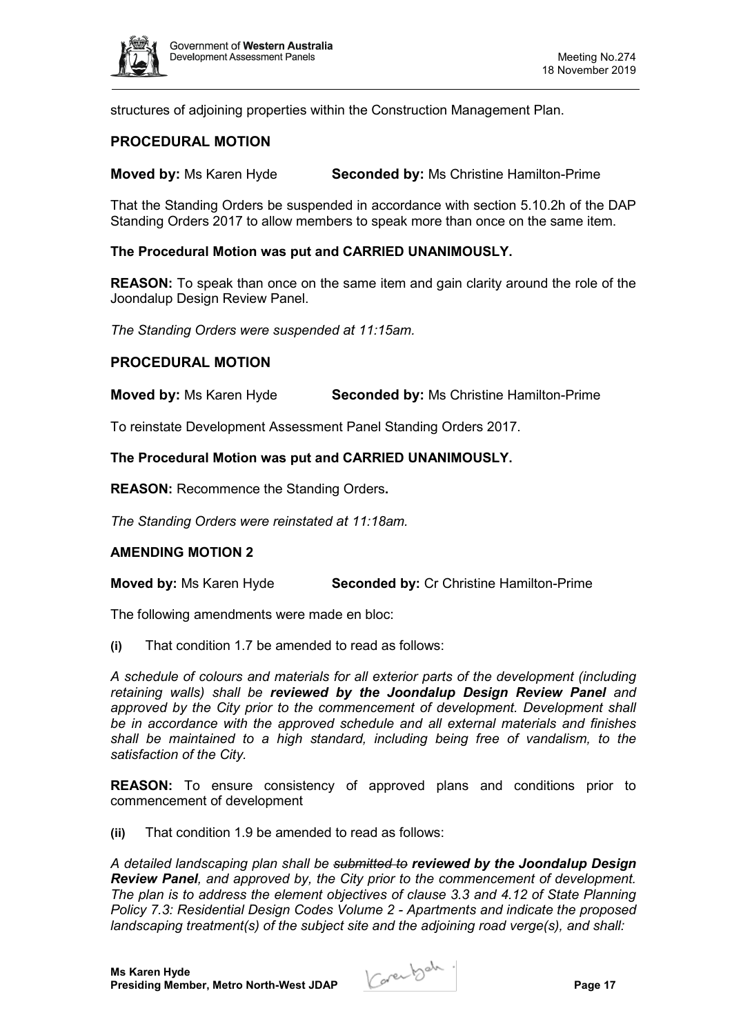structures of adjoining properties within the Construction Management Plan.

### PROCEDURAL MOTION

**Moved by:** Ms Karen Hyde **Seconded by:** Ms Christine Hamilton-Prime

That the Standing Orders be suspended in accordance with section 5.10.2h of the DAP Standing Orders 2017 to allow members to speak more than once on the same item.

**The Procedural Motion was put and CARRIED UNANIMOUSLY.**

**REASON:** To speak than once on the same item and gain clarity around the role of the Joondalup Design Review Panel.

*The Standing Orders were suspended at 11:15am.*

### PROCEDURAL MOTION

**Moved by:** Ms Karen Hyde **Seconded by:** Ms Christine Hamilton-Prime

To reinstate Development Assessment Panel Standing Orders 2017.

**The Procedural Motion was put and CARRIED UNANIMOUSLY.**

**REASON:** Recommence the Standing Orders**.**

*The Standing Orders were reinstated at 11:18am.*

### AMENDING MOTION 2

**Moved by:** Ms Karen Hyde **Seconded by:** Cr Christine Hamilton-Prime

The following amendments were made en bloc:

**(i)** That condition 1.7 be amended to read as follows:

*A schedule of colours and materials for all exterior parts of the development (including retaining walls) shall be **reviewed by the Joondalup Design Review Panel** and approved by the City prior to the commencement of development. Development shall be in accordance with the approved schedule and all external materials and finishes shall be maintained to a high standard, including being free of vandalism, to the satisfaction of the City.*

**REASON:** To ensure consistency of approved plans and conditions prior to commencement of development

**(ii)** That condition 1.9 be amended to read as follows:

*A detailed landscaping plan shall be ~~submitted to~~ **reviewed by the Joondalup Design Review Panel**, and approved by, the City prior to the commencement of development. The plan is to address the element objectives of clause 3.3 and 4.12 of State Planning Policy 7.3: Residential Design Codes Volume 2 - Apartments and indicate the proposed landscaping treatment(s) of the subject site and the adjoining road verge(s), and shall:*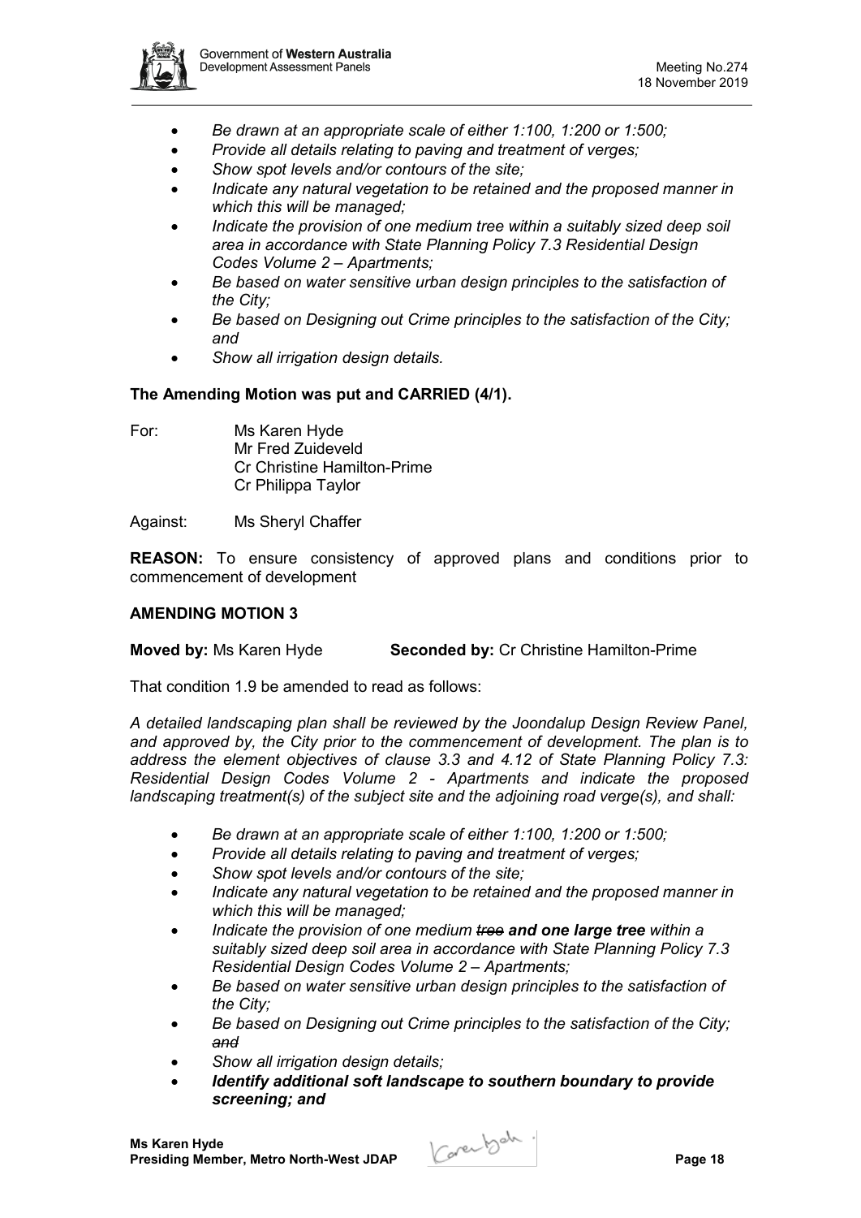- *Be drawn at an appropriate scale of either 1:100, 1:200 or 1:500;*
- *Provide all details relating to paving and treatment of verges;*
- *Show spot levels and/or contours of the site;*
- *Indicate any natural vegetation to be retained and the proposed manner in which this will be managed;*
- *Indicate the provision of one medium tree within a suitably sized deep soil area in accordance with State Planning Policy 7.3 Residential Design Codes Volume 2 – Apartments;*
- *Be based on water sensitive urban design principles to the satisfaction of the City;*
- *Be based on Designing out Crime principles to the satisfaction of the City; and*
- *Show all irrigation design details.*

**The Amending Motion was put and CARRIED (4/1).**

For: Ms Karen Hyde
Mr Fred Zuideveld
Cr Christine Hamilton-Prime
Cr Philippa Taylor

Against: Ms Sheryl Chaffer

**REASON:** To ensure consistency of approved plans and conditions prior to commencement of development

**AMENDING MOTION 3**

**Moved by:** Ms Karen Hyde **Seconded by:** Cr Christine Hamilton-Prime

That condition 1.9 be amended to read as follows:

*A detailed landscaping plan shall be reviewed by the Joondalup Design Review Panel, and approved by, the City prior to the commencement of development. The plan is to address the element objectives of clause 3.3 and 4.12 of State Planning Policy 7.3: Residential Design Codes Volume 2 - Apartments and indicate the proposed landscaping treatment(s) of the subject site and the adjoining road verge(s), and shall:*

- *Be drawn at an appropriate scale of either 1:100, 1:200 or 1:500;*
- *Provide all details relating to paving and treatment of verges;*
- *Show spot levels and/or contours of the site;*
- *Indicate any natural vegetation to be retained and the proposed manner in which this will be managed;*
- *Indicate the provision of one medium ~~tree~~ **and one large tree** within a suitably sized deep soil area in accordance with State Planning Policy 7.3 Residential Design Codes Volume 2 – Apartments;*
- *Be based on water sensitive urban design principles to the satisfaction of the City;*
- *Be based on Designing out Crime principles to the satisfaction of the City; ~~and~~*
- *Show all irrigation design details;*
- ***Identify additional soft landscape to southern boundary to provide screening; and***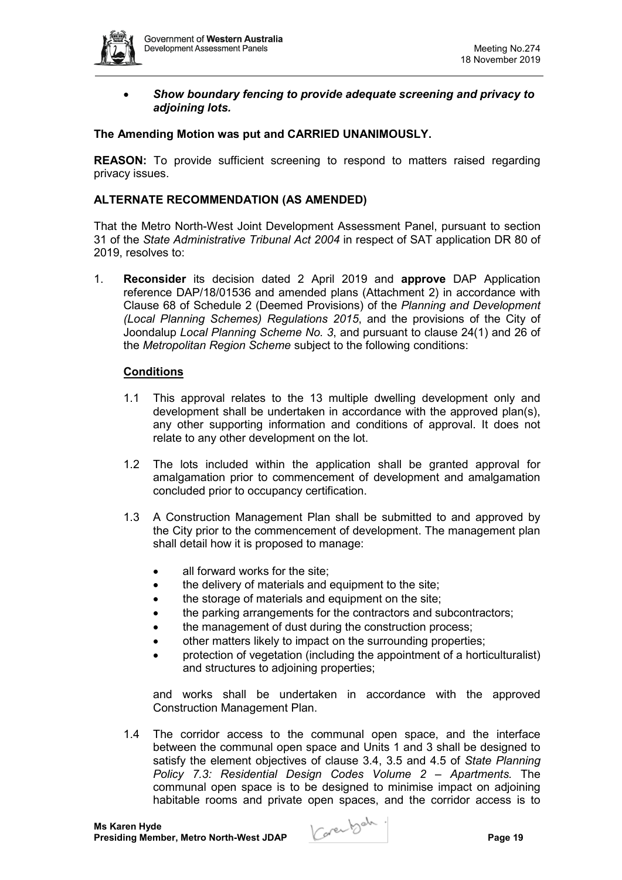- ***Show boundary fencing to provide adequate screening and privacy to adjoining lots.***

**The Amending Motion was put and CARRIED UNANIMOUSLY.**

**REASON:** To provide sufficient screening to respond to matters raised regarding privacy issues.

**ALTERNATE RECOMMENDATION (AS AMENDED)**

That the Metro North-West Joint Development Assessment Panel, pursuant to section 31 of the *State Administrative Tribunal Act 2004* in respect of SAT application DR 80 of 2019, resolves to:

1. **Reconsider** its decision dated 2 April 2019 and **approve** DAP Application reference DAP/18/01536 and amended plans (Attachment 2) in accordance with Clause 68 of Schedule 2 (Deemed Provisions) of the *Planning and Development (Local Planning Schemes) Regulations 2015*, and the provisions of the City of Joondalup *Local Planning Scheme No. 3*, and pursuant to clause 24(1) and 26 of the *Metropolitan Region Scheme* subject to the following conditions:

   **Conditions**

   1.1 This approval relates to the 13 multiple dwelling development only and development shall be undertaken in accordance with the approved plan(s), any other supporting information and conditions of approval. It does not relate to any other development on the lot.

   1.2 The lots included within the application shall be granted approval for amalgamation prior to commencement of development and amalgamation concluded prior to occupancy certification.

   1.3 A Construction Management Plan shall be submitted to and approved by the City prior to the commencement of development. The management plan shall detail how it is proposed to manage:

   - all forward works for the site;
   - the delivery of materials and equipment to the site;
   - the storage of materials and equipment on the site;
   - the parking arrangements for the contractors and subcontractors;
   - the management of dust during the construction process;
   - other matters likely to impact on the surrounding properties;
   - protection of vegetation (including the appointment of a horticulturalist) and structures to adjoining properties;

   and works shall be undertaken in accordance with the approved Construction Management Plan.

   1.4 The corridor access to the communal open space, and the interface between the communal open space and Units 1 and 3 shall be designed to satisfy the element objectives of clause 3.4, 3.5 and 4.5 of *State Planning Policy 7.3: Residential Design Codes Volume 2 – Apartments.* The communal open space is to be designed to minimise impact on adjoining habitable rooms and private open spaces, and the corridor access is to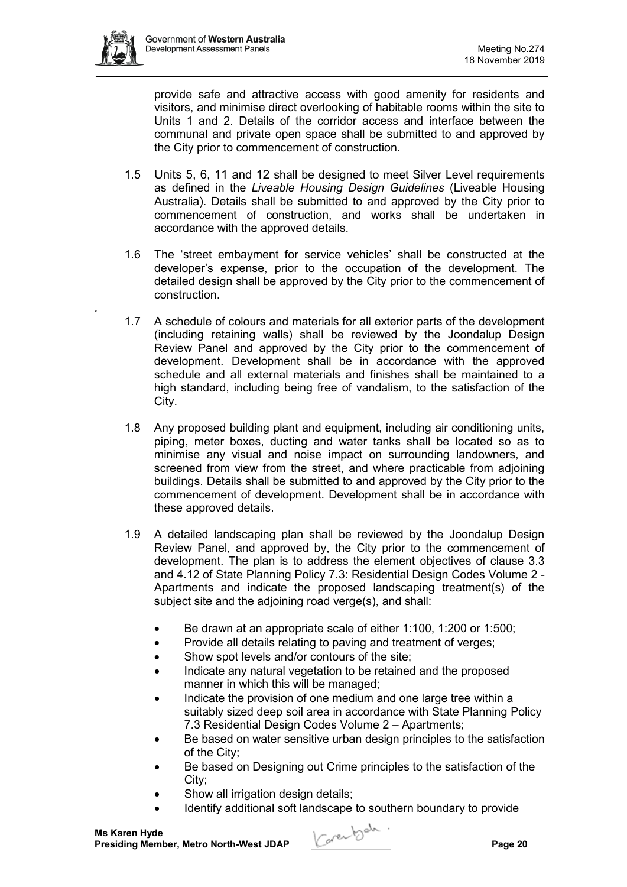provide safe and attractive access with good amenity for residents and visitors, and minimise direct overlooking of habitable rooms within the site to Units 1 and 2. Details of the corridor access and interface between the communal and private open space shall be submitted to and approved by the City prior to commencement of construction.

1.5 Units 5, 6, 11 and 12 shall be designed to meet Silver Level requirements as defined in the *Liveable Housing Design Guidelines* (Liveable Housing Australia). Details shall be submitted to and approved by the City prior to commencement of construction, and works shall be undertaken in accordance with the approved details.

1.6 The 'street embayment for service vehicles' shall be constructed at the developer's expense, prior to the occupation of the development. The detailed design shall be approved by the City prior to the commencement of construction.

1.7 A schedule of colours and materials for all exterior parts of the development (including retaining walls) shall be reviewed by the Joondalup Design Review Panel and approved by the City prior to the commencement of development. Development shall be in accordance with the approved schedule and all external materials and finishes shall be maintained to a high standard, including being free of vandalism, to the satisfaction of the City.

1.8 Any proposed building plant and equipment, including air conditioning units, piping, meter boxes, ducting and water tanks shall be located so as to minimise any visual and noise impact on surrounding landowners, and screened from view from the street, and where practicable from adjoining buildings. Details shall be submitted to and approved by the City prior to the commencement of development. Development shall be in accordance with these approved details.

1.9 A detailed landscaping plan shall be reviewed by the Joondalup Design Review Panel, and approved by, the City prior to the commencement of development. The plan is to address the element objectives of clause 3.3 and 4.12 of State Planning Policy 7.3: Residential Design Codes Volume 2 - Apartments and indicate the proposed landscaping treatment(s) of the subject site and the adjoining road verge(s), and shall:

- Be drawn at an appropriate scale of either 1:100, 1:200 or 1:500;
- Provide all details relating to paving and treatment of verges;
- Show spot levels and/or contours of the site;
- Indicate any natural vegetation to be retained and the proposed manner in which this will be managed;
- Indicate the provision of one medium and one large tree within a suitably sized deep soil area in accordance with State Planning Policy 7.3 Residential Design Codes Volume 2 – Apartments;
- Be based on water sensitive urban design principles to the satisfaction of the City;
- Be based on Designing out Crime principles to the satisfaction of the City;
- Show all irrigation design details;
- Identify additional soft landscape to southern boundary to provide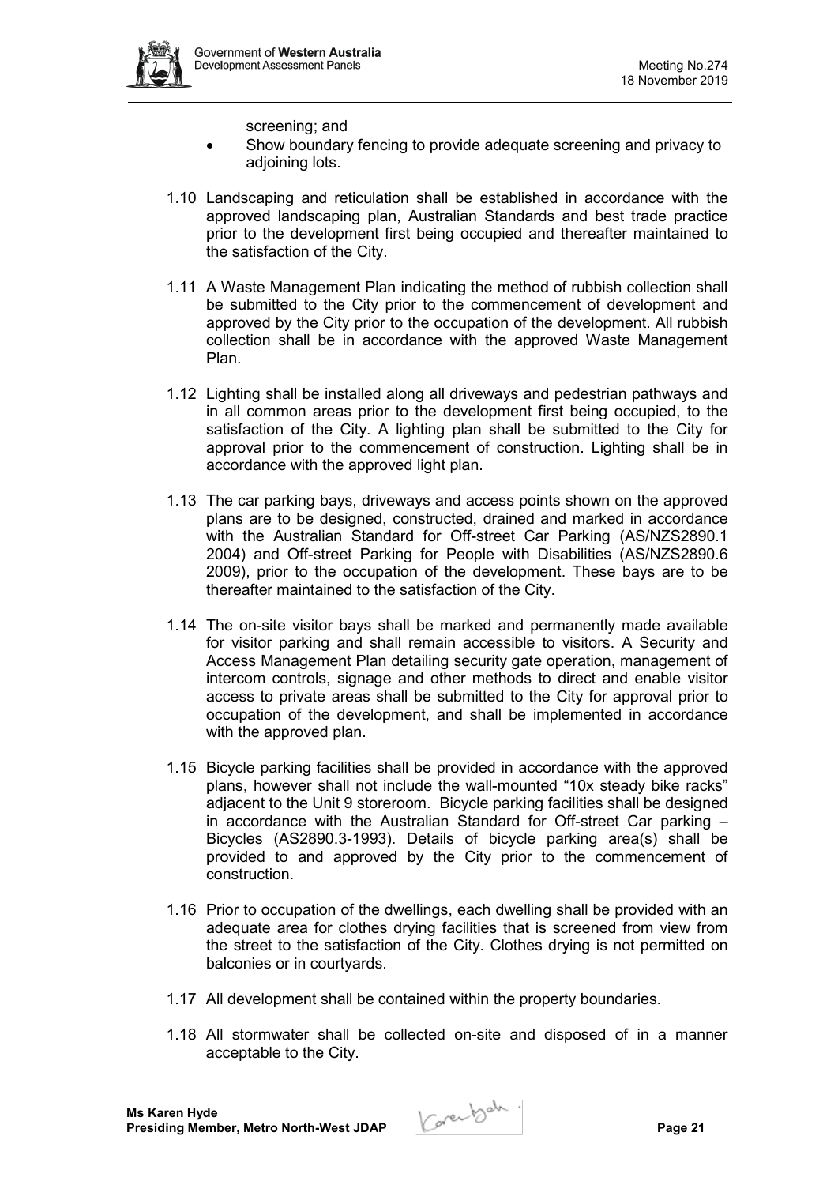screening; and

- Show boundary fencing to provide adequate screening and privacy to adjoining lots.

1.10 Landscaping and reticulation shall be established in accordance with the approved landscaping plan, Australian Standards and best trade practice prior to the development first being occupied and thereafter maintained to the satisfaction of the City.

1.11 A Waste Management Plan indicating the method of rubbish collection shall be submitted to the City prior to the commencement of development and approved by the City prior to the occupation of the development. All rubbish collection shall be in accordance with the approved Waste Management Plan.

1.12 Lighting shall be installed along all driveways and pedestrian pathways and in all common areas prior to the development first being occupied, to the satisfaction of the City. A lighting plan shall be submitted to the City for approval prior to the commencement of construction. Lighting shall be in accordance with the approved light plan.

1.13 The car parking bays, driveways and access points shown on the approved plans are to be designed, constructed, drained and marked in accordance with the Australian Standard for Off-street Car Parking (AS/NZS2890.1 2004) and Off-street Parking for People with Disabilities (AS/NZS2890.6 2009), prior to the occupation of the development. These bays are to be thereafter maintained to the satisfaction of the City.

1.14 The on-site visitor bays shall be marked and permanently made available for visitor parking and shall remain accessible to visitors. A Security and Access Management Plan detailing security gate operation, management of intercom controls, signage and other methods to direct and enable visitor access to private areas shall be submitted to the City for approval prior to occupation of the development, and shall be implemented in accordance with the approved plan.

1.15 Bicycle parking facilities shall be provided in accordance with the approved plans, however shall not include the wall-mounted "10x steady bike racks" adjacent to the Unit 9 storeroom. Bicycle parking facilities shall be designed in accordance with the Australian Standard for Off-street Car parking – Bicycles (AS2890.3-1993). Details of bicycle parking area(s) shall be provided to and approved by the City prior to the commencement of construction.

1.16 Prior to occupation of the dwellings, each dwelling shall be provided with an adequate area for clothes drying facilities that is screened from view from the street to the satisfaction of the City. Clothes drying is not permitted on balconies or in courtyards.

1.17 All development shall be contained within the property boundaries.

1.18 All stormwater shall be collected on-site and disposed of in a manner acceptable to the City.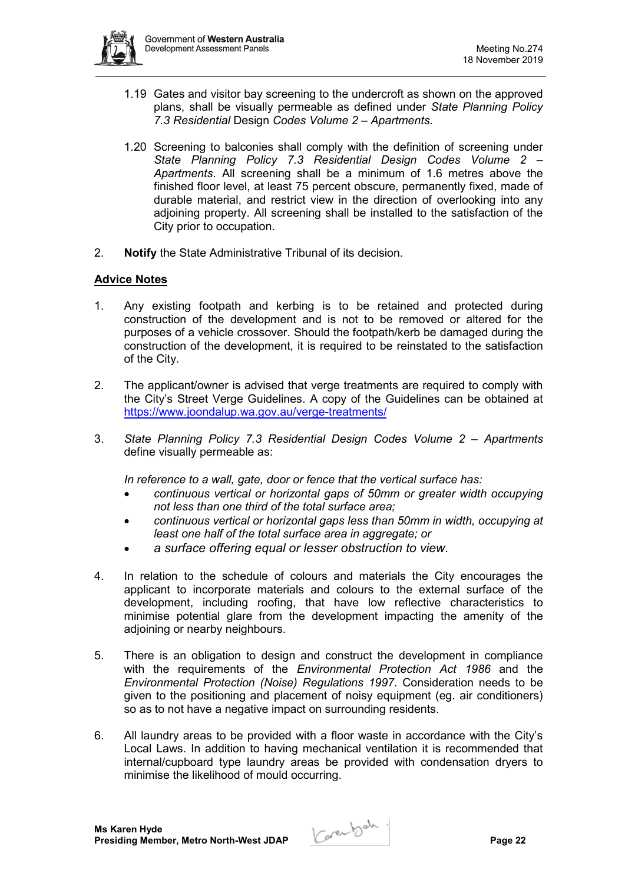1.19 Gates and visitor bay screening to the undercroft as shown on the approved plans, shall be visually permeable as defined under *State Planning Policy 7.3 Residential* Design *Codes Volume 2 – Apartments*.

1.20 Screening to balconies shall comply with the definition of screening under *State Planning Policy 7.3 Residential Design Codes Volume 2 – Apartments*. All screening shall be a minimum of 1.6 metres above the finished floor level, at least 75 percent obscure, permanently fixed, made of durable material, and restrict view in the direction of overlooking into any adjoining property. All screening shall be installed to the satisfaction of the City prior to occupation.

2. **Notify** the State Administrative Tribunal of its decision.

**Advice Notes**

1. Any existing footpath and kerbing is to be retained and protected during construction of the development and is not to be removed or altered for the purposes of a vehicle crossover. Should the footpath/kerb be damaged during the construction of the development, it is required to be reinstated to the satisfaction of the City.

2. The applicant/owner is advised that verge treatments are required to comply with the City's Street Verge Guidelines. A copy of the Guidelines can be obtained at https://www.joondalup.wa.gov.au/verge-treatments/

3. *State Planning Policy 7.3 Residential Design Codes Volume 2 – Apartments* define visually permeable as:

   *In reference to a wall, gate, door or fence that the vertical surface has:*
   - *continuous vertical or horizontal gaps of 50mm or greater width occupying not less than one third of the total surface area;*
   - *continuous vertical or horizontal gaps less than 50mm in width, occupying at least one half of the total surface area in aggregate; or*
   - *a surface offering equal or lesser obstruction to view.*

4. In relation to the schedule of colours and materials the City encourages the applicant to incorporate materials and colours to the external surface of the development, including roofing, that have low reflective characteristics to minimise potential glare from the development impacting the amenity of the adjoining or nearby neighbours.

5. There is an obligation to design and construct the development in compliance with the requirements of the *Environmental Protection Act 1986* and the *Environmental Protection (Noise) Regulations 1997*. Consideration needs to be given to the positioning and placement of noisy equipment (eg. air conditioners) so as to not have a negative impact on surrounding residents.

6. All laundry areas to be provided with a floor waste in accordance with the City's Local Laws. In addition to having mechanical ventilation it is recommended that internal/cupboard type laundry areas be provided with condensation dryers to minimise the likelihood of mould occurring.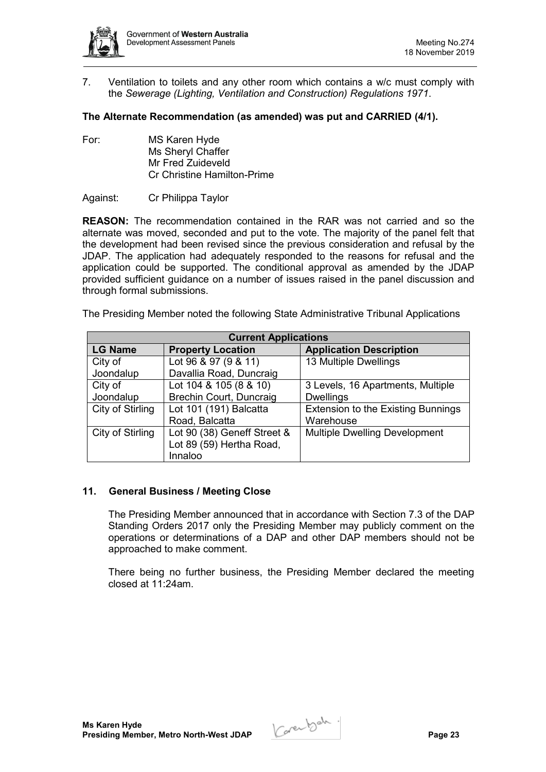7. Ventilation to toilets and any other room which contains a w/c must comply with the *Sewerage (Lighting, Ventilation and Construction) Regulations 1971*.

**The Alternate Recommendation (as amended) was put and CARRIED (4/1).**

For: MS Karen Hyde
Ms Sheryl Chaffer
Mr Fred Zuideveld
Cr Christine Hamilton-Prime

Against: Cr Philippa Taylor

**REASON:** The recommendation contained in the RAR was not carried and so the alternate was moved, seconded and put to the vote. The majority of the panel felt that the development had been revised since the previous consideration and refusal by the JDAP. The application had adequately responded to the reasons for refusal and the application could be supported. The conditional approval as amended by the JDAP provided sufficient guidance on a number of issues raised in the panel discussion and through formal submissions.

The Presiding Member noted the following State Administrative Tribunal Applications

| Current Applications | | |
|---|---|---|
| **LG Name** | **Property Location** | **Application Description** |
| City of Joondalup | Lot 96 & 97 (9 & 11) Davallia Road, Duncraig | 13 Multiple Dwellings |
| City of Joondalup | Lot 104 & 105 (8 & 10) Brechin Court, Duncraig | 3 Levels, 16 Apartments, Multiple Dwellings |
| City of Stirling | Lot 101 (191) Balcatta Road, Balcatta | Extension to the Existing Bunnings Warehouse |
| City of Stirling | Lot 90 (38) Geneff Street & Lot 89 (59) Hertha Road, Innaloo | Multiple Dwelling Development |

## 11. General Business / Meeting Close

The Presiding Member announced that in accordance with Section 7.3 of the DAP Standing Orders 2017 only the Presiding Member may publicly comment on the operations or determinations of a DAP and other DAP members should not be approached to make comment.

There being no further business, the Presiding Member declared the meeting closed at 11:24am.